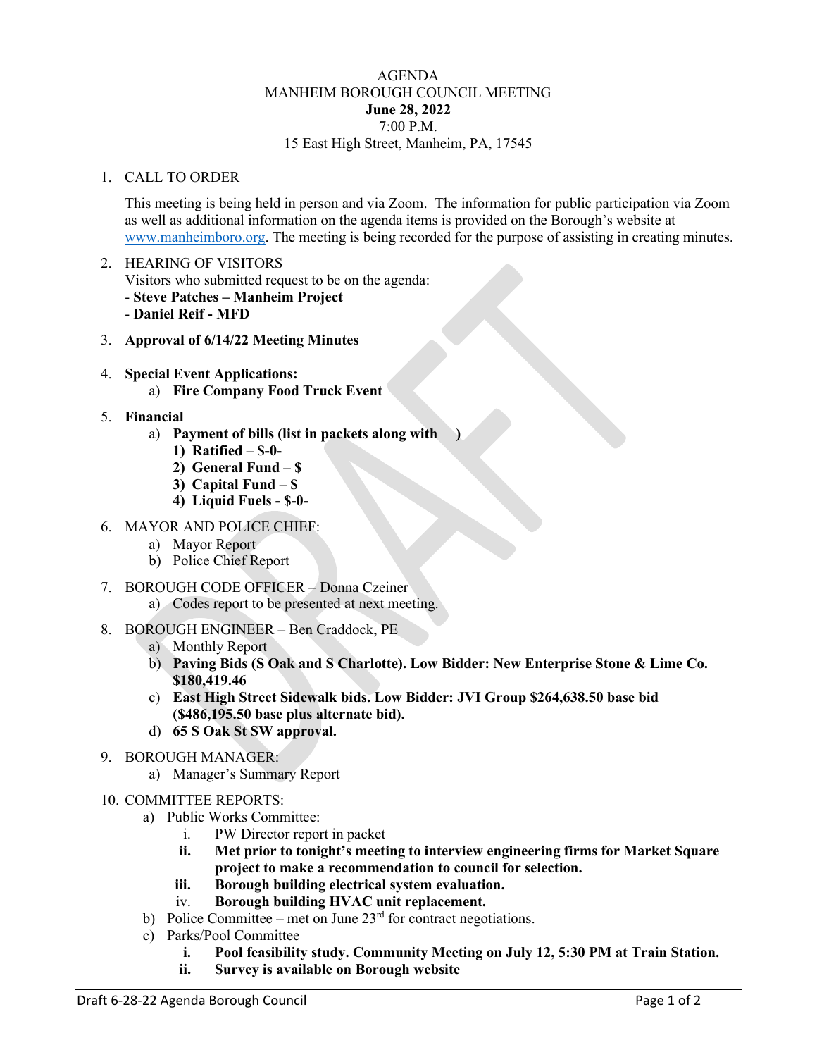AGENDA
MANHEIM BOROUGH COUNCIL MEETING
**June 28, 2022**
7:00 P.M.
15 East High Street, Manheim, PA, 17545

1. CALL TO ORDER

   This meeting is being held in person and via Zoom. The information for public participation via Zoom as well as additional information on the agenda items is provided on the Borough's website at www.manheimboro.org. The meeting is being recorded for the purpose of assisting in creating minutes.

2. HEARING OF VISITORS
   Visitors who submitted request to be on the agenda:
   - **Steve Patches – Manheim Project**
   - **Daniel Reif - MFD**

3. **Approval of 6/14/22 Meeting Minutes**

4. **Special Event Applications:**
   a) **Fire Company Food Truck Event**

5. **Financial**
   a) **Payment of bills (list in packets along with )**
      1) **Ratified – $-0-**
      2) **General Fund – $**
      3) **Capital Fund – $**
      4) **Liquid Fuels - $-0-**

6. MAYOR AND POLICE CHIEF:
   a) Mayor Report
   b) Police Chief Report

7. BOROUGH CODE OFFICER – Donna Czeiner
   a) Codes report to be presented at next meeting.

8. BOROUGH ENGINEER – Ben Craddock, PE
   a) Monthly Report
   b) **Paving Bids (S Oak and S Charlotte). Low Bidder: New Enterprise Stone & Lime Co. $180,419.46**
   c) **East High Street Sidewalk bids. Low Bidder: JVI Group $264,638.50 base bid ($486,195.50 base plus alternate bid).**
   d) **65 S Oak St SW approval.**

9. BOROUGH MANAGER:
   a) Manager's Summary Report

10. COMMITTEE REPORTS:
    a) Public Works Committee:
       i. PW Director report in packet
       ii. **Met prior to tonight's meeting to interview engineering firms for Market Square project to make a recommendation to council for selection.**
       iii. **Borough building electrical system evaluation.**
       iv. **Borough building HVAC unit replacement.**
    b) Police Committee – met on June 23rd for contract negotiations.
    c) Parks/Pool Committee
       i. **Pool feasibility study. Community Meeting on July 12, 5:30 PM at Train Station.**
       ii. **Survey is available on Borough website**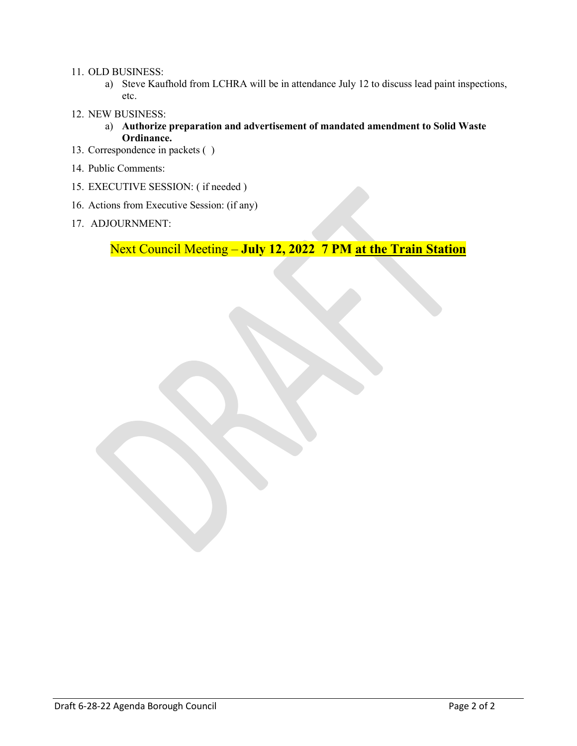11. OLD BUSINESS:
    a) Steve Kaufhold from LCHRA will be in attendance July 12 to discuss lead paint inspections, etc.

12. NEW BUSINESS:
    a) **Authorize preparation and advertisement of mandated amendment to Solid Waste Ordinance.**

13. Correspondence in packets ( )

14. Public Comments:

15. EXECUTIVE SESSION: ( if needed )

16. Actions from Executive Session: (if any)

17. ADJOURNMENT:

Next Council Meeting – **July 12, 2022 7 PM** **at the Train Station**